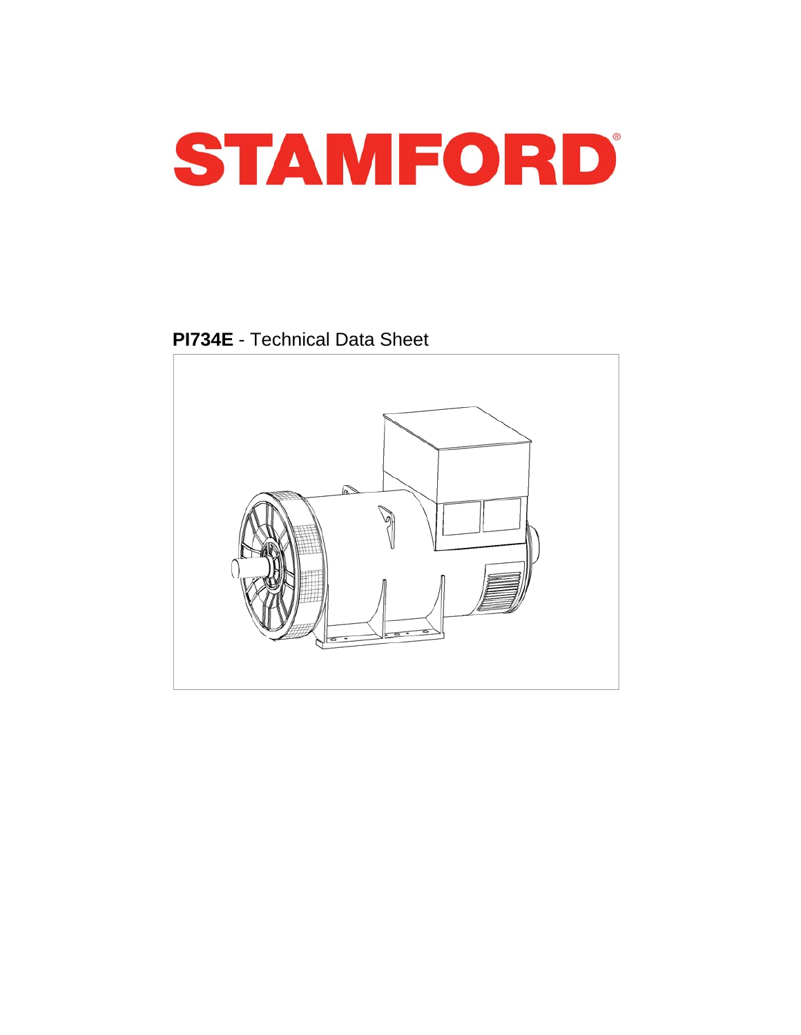# STAMFORD®

**PI734E** - Technical Data Sheet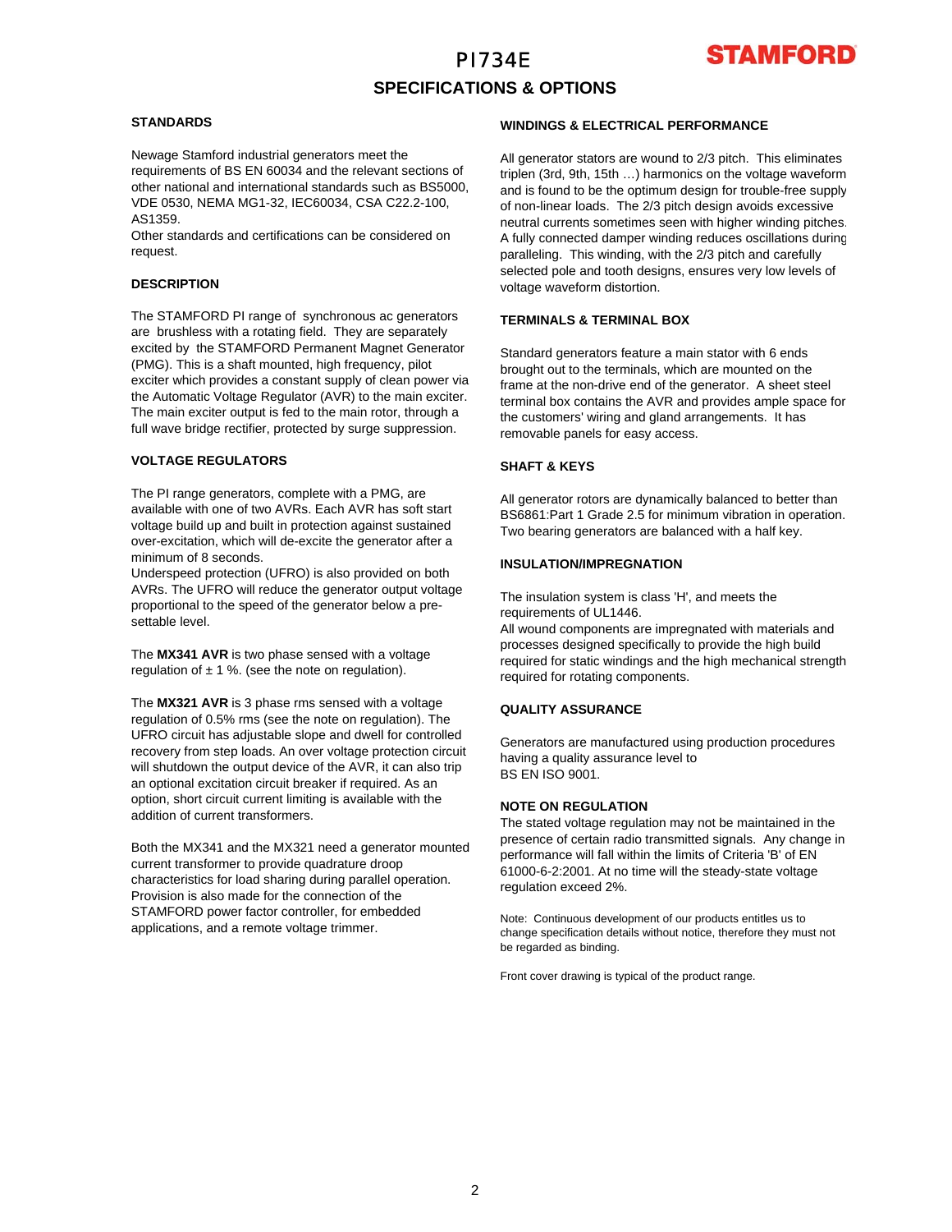# PI734E

## SPECIFICATIONS & OPTIONS

### STANDARDS

Newage Stamford industrial generators meet the requirements of BS EN 60034 and the relevant sections of other national and international standards such as BS5000, VDE 0530, NEMA MG1-32, IEC60034, CSA C22.2-100, AS1359.
Other standards and certifications can be considered on request.

### DESCRIPTION

The STAMFORD PI range of synchronous ac generators are brushless with a rotating field. They are separately excited by the STAMFORD Permanent Magnet Generator (PMG). This is a shaft mounted, high frequency, pilot exciter which provides a constant supply of clean power via the Automatic Voltage Regulator (AVR) to the main exciter. The main exciter output is fed to the main rotor, through a full wave bridge rectifier, protected by surge suppression.

### VOLTAGE REGULATORS

The PI range generators, complete with a PMG, are available with one of two AVRs. Each AVR has soft start voltage build up and built in protection against sustained over-excitation, which will de-excite the generator after a minimum of 8 seconds.
Underspeed protection (UFRO) is also provided on both AVRs. The UFRO will reduce the generator output voltage proportional to the speed of the generator below a pre-settable level.

The **MX341 AVR** is two phase sensed with a voltage regulation of ± 1 %. (see the note on regulation).

The **MX321 AVR** is 3 phase rms sensed with a voltage regulation of 0.5% rms (see the note on regulation). The UFRO circuit has adjustable slope and dwell for controlled recovery from step loads. An over voltage protection circuit will shutdown the output device of the AVR, it can also trip an optional excitation circuit breaker if required. As an option, short circuit current limiting is available with the addition of current transformers.

Both the MX341 and the MX321 need a generator mounted current transformer to provide quadrature droop characteristics for load sharing during parallel operation. Provision is also made for the connection of the STAMFORD power factor controller, for embedded applications, and a remote voltage trimmer.

### WINDINGS & ELECTRICAL PERFORMANCE

All generator stators are wound to 2/3 pitch. This eliminates triplen (3rd, 9th, 15th …) harmonics on the voltage waveform and is found to be the optimum design for trouble-free supply of non-linear loads. The 2/3 pitch design avoids excessive neutral currents sometimes seen with higher winding pitches. A fully connected damper winding reduces oscillations during paralleling. This winding, with the 2/3 pitch and carefully selected pole and tooth designs, ensures very low levels of voltage waveform distortion.

### TERMINALS & TERMINAL BOX

Standard generators feature a main stator with 6 ends brought out to the terminals, which are mounted on the frame at the non-drive end of the generator. A sheet steel terminal box contains the AVR and provides ample space for the customers' wiring and gland arrangements. It has removable panels for easy access.

### SHAFT & KEYS

All generator rotors are dynamically balanced to better than BS6861:Part 1 Grade 2.5 for minimum vibration in operation. Two bearing generators are balanced with a half key.

### INSULATION/IMPREGNATION

The insulation system is class 'H', and meets the requirements of UL1446.
All wound components are impregnated with materials and processes designed specifically to provide the high build required for static windings and the high mechanical strength required for rotating components.

### QUALITY ASSURANCE

Generators are manufactured using production procedures having a quality assurance level to BS EN ISO 9001.

### NOTE ON REGULATION

The stated voltage regulation may not be maintained in the presence of certain radio transmitted signals. Any change in performance will fall within the limits of Criteria 'B' of EN 61000-6-2:2001. At no time will the steady-state voltage regulation exceed 2%.

Note: Continuous development of our products entitles us to change specification details without notice, therefore they must not be regarded as binding.

Front cover drawing is typical of the product range.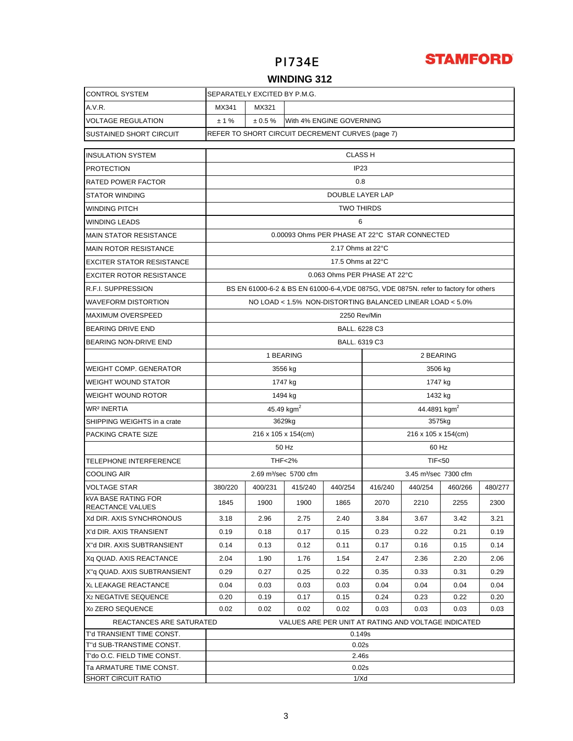# PI734E

**STAMFORD**

## WINDING 312

| CONTROL SYSTEM | SEPARATELY EXCITED BY P.M.G. | | |
|---|---|---|---|
| A.V.R. | MX341 | MX321 | |
| VOLTAGE REGULATION | ± 1 % | ± 0.5 % | With 4% ENGINE GOVERNING |
| SUSTAINED SHORT CIRCUIT | REFER TO SHORT CIRCUIT DECREMENT CURVES (page 7) | | |

| INSULATION SYSTEM | CLASS H | | | | | | | |
|---|---|---|---|---|---|---|---|---|
| PROTECTION | IP23 | | | | | | | |
| RATED POWER FACTOR | 0.8 | | | | | | | |
| STATOR WINDING | DOUBLE LAYER LAP | | | | | | | |
| WINDING PITCH | TWO THIRDS | | | | | | | |
| WINDING LEADS | 6 | | | | | | | |
| MAIN STATOR RESISTANCE | 0.00093 Ohms PER PHASE AT 22°C STAR CONNECTED | | | | | | | |
| MAIN ROTOR RESISTANCE | 2.17 Ohms at 22°C | | | | | | | |
| EXCITER STATOR RESISTANCE | 17.5 Ohms at 22°C | | | | | | | |
| EXCITER ROTOR RESISTANCE | 0.063 Ohms PER PHASE AT 22°C | | | | | | | |
| R.F.I. SUPPRESSION | BS EN 61000-6-2 & BS EN 61000-6-4,VDE 0875G, VDE 0875N. refer to factory for others | | | | | | | |
| WAVEFORM DISTORTION | NO LOAD < 1.5% NON-DISTORTING BALANCED LINEAR LOAD < 5.0% | | | | | | | |
| MAXIMUM OVERSPEED | 2250 Rev/Min | | | | | | | |
| BEARING DRIVE END | BALL. 6228 C3 | | | | | | | |
| BEARING NON-DRIVE END | BALL. 6319 C3 | | | | | | | |
| | 1 BEARING | | | | 2 BEARING | | | |
| WEIGHT COMP. GENERATOR | 3556 kg | | | | 3506 kg | | | |
| WEIGHT WOUND STATOR | 1747 kg | | | | 1747 kg | | | |
| WEIGHT WOUND ROTOR | 1494 kg | | | | 1432 kg | | | |
| WR² INERTIA | 45.49 kgm² | | | | 44.4891 kgm² | | | |
| SHIPPING WEIGHTS in a crate | 3629kg | | | | 3575kg | | | |
| PACKING CRATE SIZE | 216 x 105 x 154(cm) | | | | 216 x 105 x 154(cm) | | | |
| | 50 Hz | | | | 60 Hz | | | |
| TELEPHONE INTERFERENCE | THF<2% | | | | TIF<50 | | | |
| COOLING AIR | 2.69 m³/sec 5700 cfm | | | | 3.45 m³/sec 7300 cfm | | | |
| VOLTAGE STAR | 380/220 | 400/231 | 415/240 | 440/254 | 416/240 | 440/254 | 460/266 | 480/277 |
| kVA BASE RATING FOR REACTANCE VALUES | 1845 | 1900 | 1900 | 1865 | 2070 | 2210 | 2255 | 2300 |
| Xd DIR. AXIS SYNCHRONOUS | 3.18 | 2.96 | 2.75 | 2.40 | 3.84 | 3.67 | 3.42 | 3.21 |
| X'd DIR. AXIS TRANSIENT | 0.19 | 0.18 | 0.17 | 0.15 | 0.23 | 0.22 | 0.21 | 0.19 |
| X''d DIR. AXIS SUBTRANSIENT | 0.14 | 0.13 | 0.12 | 0.11 | 0.17 | 0.16 | 0.15 | 0.14 |
| Xq QUAD. AXIS REACTANCE | 2.04 | 1.90 | 1.76 | 1.54 | 2.47 | 2.36 | 2.20 | 2.06 |
| X''q QUAD. AXIS SUBTRANSIENT | 0.29 | 0.27 | 0.25 | 0.22 | 0.35 | 0.33 | 0.31 | 0.29 |
| $X_L$ LEAKAGE REACTANCE | 0.04 | 0.03 | 0.03 | 0.03 | 0.04 | 0.04 | 0.04 | 0.04 |
| $X_2$ NEGATIVE SEQUENCE | 0.20 | 0.19 | 0.17 | 0.15 | 0.24 | 0.23 | 0.22 | 0.20 |
| $X_0$ ZERO SEQUENCE | 0.02 | 0.02 | 0.02 | 0.02 | 0.03 | 0.03 | 0.03 | 0.03 |
| REACTANCES ARE SATURATED | VALUES ARE PER UNIT AT RATING AND VOLTAGE INDICATED | | | | | | | |
| T'd TRANSIENT TIME CONST. | 0.149s | | | | | | | |
| T''d SUB-TRANSTIME CONST. | 0.02s | | | | | | | |
| T'do O.C. FIELD TIME CONST. | 2.46s | | | | | | | |
| Ta ARMATURE TIME CONST. | 0.02s | | | | | | | |
| SHORT CIRCUIT RATIO | 1/Xd | | | | | | | |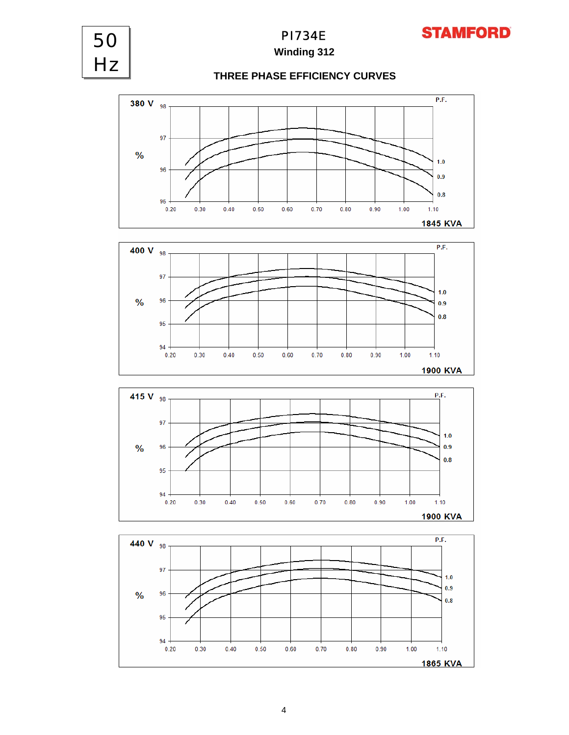50 Hz

# PI734E

**Winding 312**

## THREE PHASE EFFICIENCY CURVES

**380 V**

% (95–98) vs. 0.20–1.10; P.F. curves: 1.0, 0.9, 0.8

**1845 KVA**

**400 V**

% (94–98) vs. 0.20–1.10; P.F. curves: 1.0, 0.9, 0.8

**1900 KVA**

**415 V**

% (94–98) vs. 0.20–1.10; P.F. curves: 1.0, 0.9, 0.8

**1900 KVA**

**440 V**

% (94–98) vs. 0.20–1.10; P.F. curves: 1.0, 0.9, 0.8

**1865 KVA**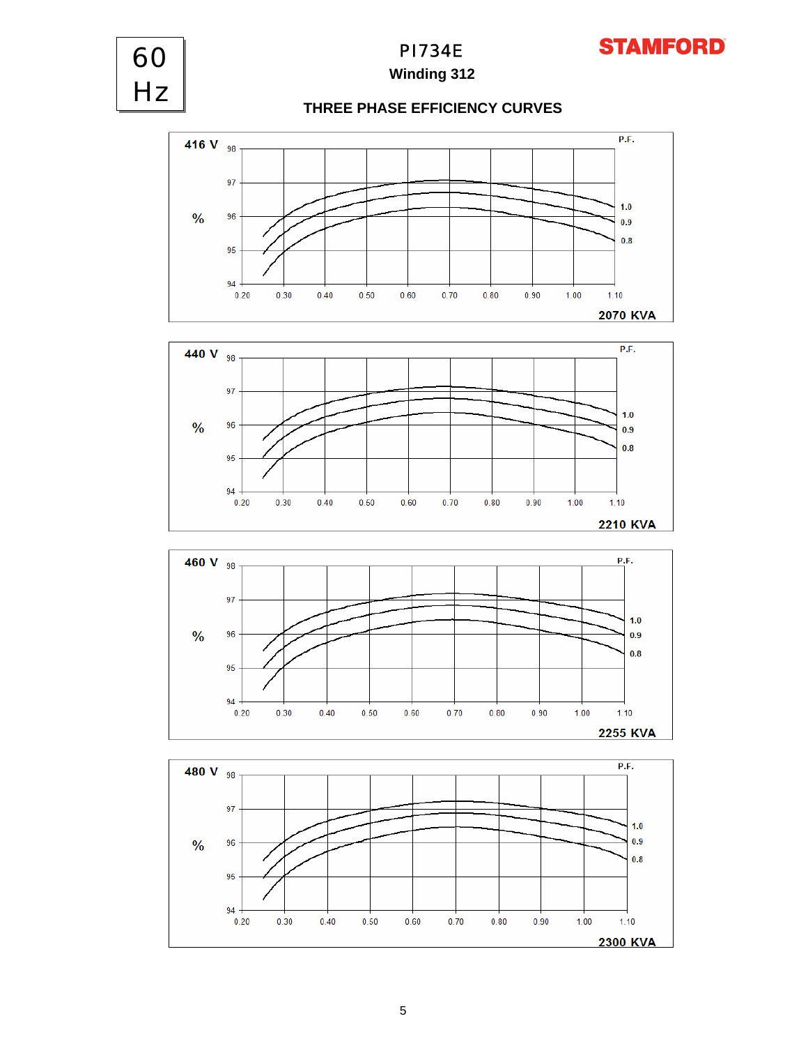60 Hz

# PI734E

## Winding 312

## THREE PHASE EFFICIENCY CURVES

416 V

% | P.F.: 1.0, 0.9, 0.8

98, 97, 96, 95, 94

0.20 0.30 0.40 0.50 0.60 0.70 0.80 0.90 1.00 1.10

2070 KVA

440 V

% | P.F.: 1.0, 0.9, 0.8

98, 97, 96, 95, 94

0.20 0.30 0.40 0.50 0.60 0.70 0.80 0.90 1.00 1.10

2210 KVA

460 V

% | P.F.: 1.0, 0.9, 0.8

98, 97, 96, 95, 94

0.20 0.30 0.40 0.50 0.60 0.70 0.80 0.90 1.00 1.10

2255 KVA

480 V

% | P.F.: 1.0, 0.9, 0.8

98, 97, 96, 95, 94

0.20 0.30 0.40 0.50 0.60 0.70 0.80 0.90 1.00 1.10

2300 KVA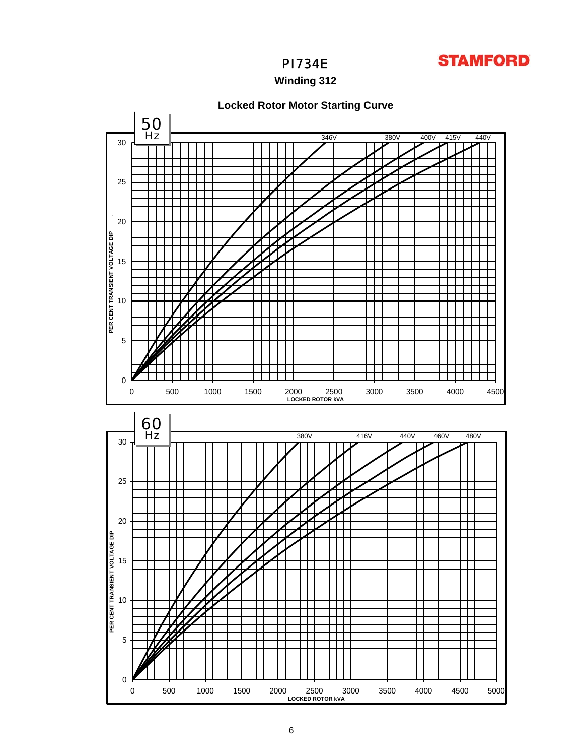# PI734E

## Winding 312

STAMFORD

### Locked Rotor Motor Starting Curve

**50 Hz**

PER CENT TRANSIENT VOLTAGE DIP (0–30) vs LOCKED ROTOR kVA (0–4500)

Curves: 346V, 380V, 400V, 415V, 440V

**60 Hz**

PER CENT TRANSIENT VOLTAGE DIP (0–30) vs LOCKED ROTOR kVA (0–5000)

Curves: 380V, 416V, 440V, 460V, 480V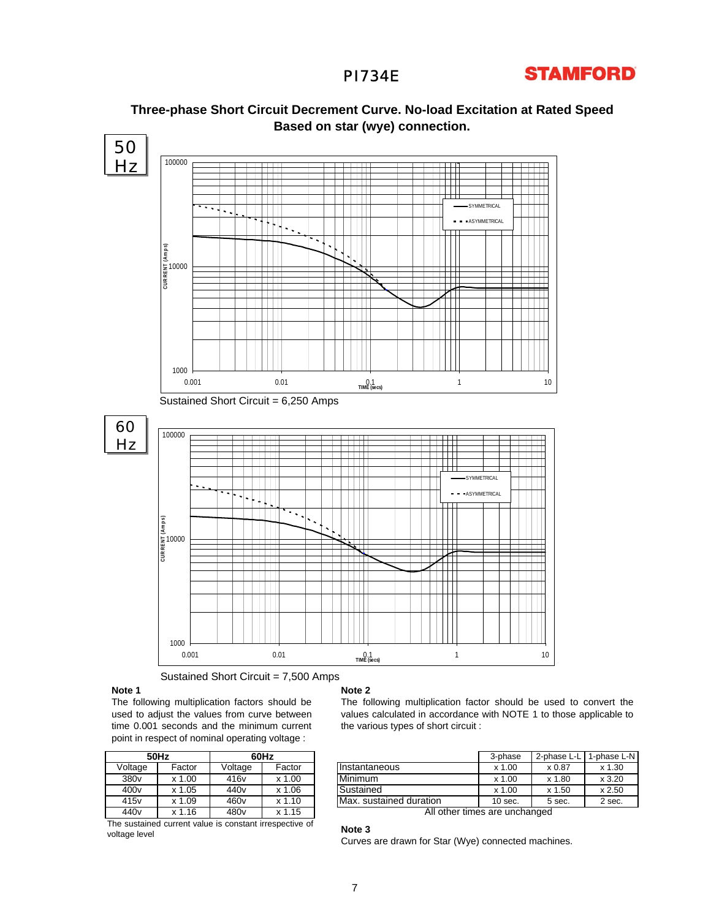# Three-phase Short Circuit Decrement Curve. No-load Excitation at Rated Speed Based on star (wye) connection.

50 Hz

Sustained Short Circuit = 6,250 Amps

60 Hz

Sustained Short Circuit = 7,500 Amps

**Note 1**

The following multiplication factors should be used to adjust the values from curve between time 0.001 seconds and the minimum current point in respect of nominal operating voltage :

| 50Hz | | 60Hz | |
|---|---|---|---|
| Voltage | Factor | Voltage | Factor |
| 380v | x 1.00 | 416v | x 1.00 |
| 400v | x 1.05 | 440v | x 1.06 |
| 415v | x 1.09 | 460v | x 1.10 |
| 440v | x 1.16 | 480v | x 1.15 |

The sustained current value is constant irrespective of voltage level

**Note 2**

The following multiplication factor should be used to convert the values calculated in accordance with NOTE 1 to those applicable to the various types of short circuit :

| | 3-phase | 2-phase L-L | 1-phase L-N |
|---|---|---|---|
| Instantaneous | x 1.00 | x 0.87 | x 1.30 |
| Minimum | x 1.00 | x 1.80 | x 3.20 |
| Sustained | x 1.00 | x 1.50 | x 2.50 |
| Max. sustained duration | 10 sec. | 5 sec. | 2 sec. |

All other times are unchanged

**Note 3**

Curves are drawn for Star (Wye) connected machines.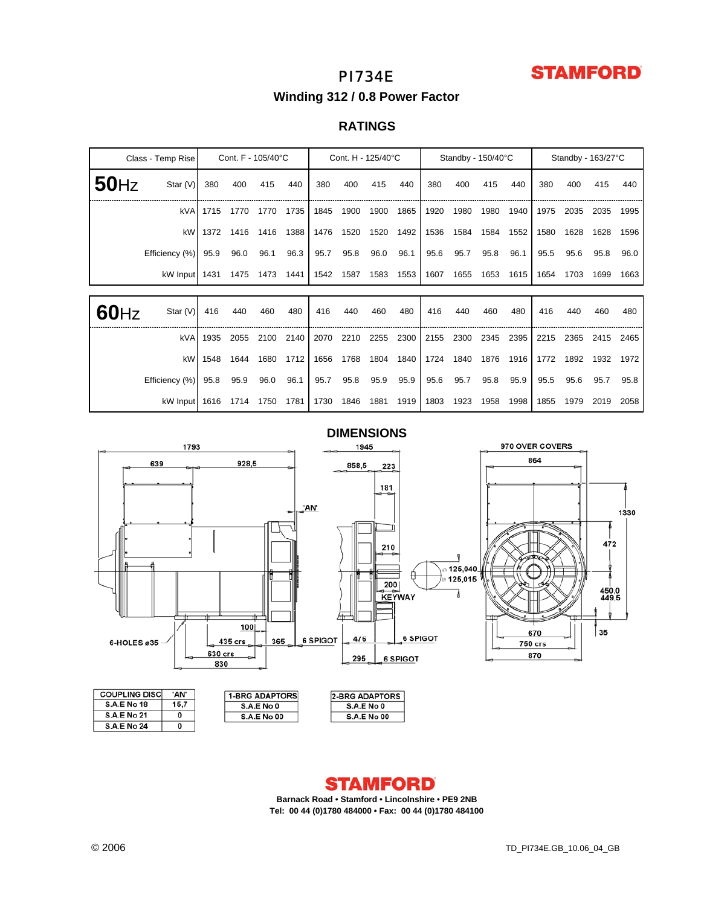# PI734E

**STAMFORD**

## Winding 312 / 0.8 Power Factor

### RATINGS

| Class - Temp Rise | | Cont. F - 105/40°C | | | | Cont. H - 125/40°C | | | | Standby - 150/40°C | | | | Standby - 163/27°C | | | |
|---|---|---|---|---|---|---|---|---|---|---|---|---|---|---|---|---|---|
| **50**Hz | Star (V) | 380 | 400 | 415 | 440 | 380 | 400 | 415 | 440 | 380 | 400 | 415 | 440 | 380 | 400 | 415 | 440 |
| | kVA | 1715 | 1770 | 1770 | 1735 | 1845 | 1900 | 1900 | 1865 | 1920 | 1980 | 1980 | 1940 | 1975 | 2035 | 2035 | 1995 |
| | kW | 1372 | 1416 | 1416 | 1388 | 1476 | 1520 | 1520 | 1492 | 1536 | 1584 | 1584 | 1552 | 1580 | 1628 | 1628 | 1596 |
| | Efficiency (%) | 95.9 | 96.0 | 96.1 | 96.3 | 95.7 | 95.8 | 96.0 | 96.1 | 95.6 | 95.7 | 95.8 | 96.1 | 95.5 | 95.6 | 95.8 | 96.0 |
| | kW Input | 1431 | 1475 | 1473 | 1441 | 1542 | 1587 | 1583 | 1553 | 1607 | 1655 | 1653 | 1615 | 1654 | 1703 | 1699 | 1663 |
| **60**Hz | Star (V) | 416 | 440 | 460 | 480 | 416 | 440 | 460 | 480 | 416 | 440 | 460 | 480 | 416 | 440 | 460 | 480 |
| | kVA | 1935 | 2055 | 2100 | 2140 | 2070 | 2210 | 2255 | 2300 | 2155 | 2300 | 2345 | 2395 | 2215 | 2365 | 2415 | 2465 |
| | kW | 1548 | 1644 | 1680 | 1712 | 1656 | 1768 | 1804 | 1840 | 1724 | 1840 | 1876 | 1916 | 1772 | 1892 | 1932 | 1972 |
| | Efficiency (%) | 95.8 | 95.9 | 96.0 | 96.1 | 95.7 | 95.8 | 95.9 | 95.9 | 95.6 | 95.7 | 95.8 | 95.9 | 95.5 | 95.6 | 95.7 | 95.8 |
| | kW Input | 1616 | 1714 | 1750 | 1781 | 1730 | 1846 | 1881 | 1919 | 1803 | 1923 | 1958 | 1998 | 1855 | 1979 | 2019 | 2058 |

### DIMENSIONS

1793
639
928,5
'AN'
6-HOLES ⌀35
100
435 crs
365
630 crs
830
6 SPIGOT
1945
858,5
223
181
210
200
KEYWAY
476
6 SPIGOT
295
6 SPIGOT
⌀ 125,040
⌀ 125,015
970 OVER COVERS
864
1330
472
450,0
449,5
35
670
750 crs
870

| COUPLING DISC | 'AN' |
|---|---|
| S.A.E No 18 | 15,7 |
| S.A.E No 21 | 0 |
| S.A.E No 24 | 0 |

| 1-BRG ADAPTORS |
|---|
| S.A.E No 0 |
| S.A.E No 00 |

| 2-BRG ADAPTORS |
|---|
| S.A.E No 0 |
| S.A.E No 00 |

**STAMFORD**

**Barnack Road • Stamford • Lincolnshire • PE9 2NB**
**Tel: 00 44 (0)1780 484000 • Fax: 00 44 (0)1780 484100**

© 2006

TD_PI734E.GB_10.06_04_GB